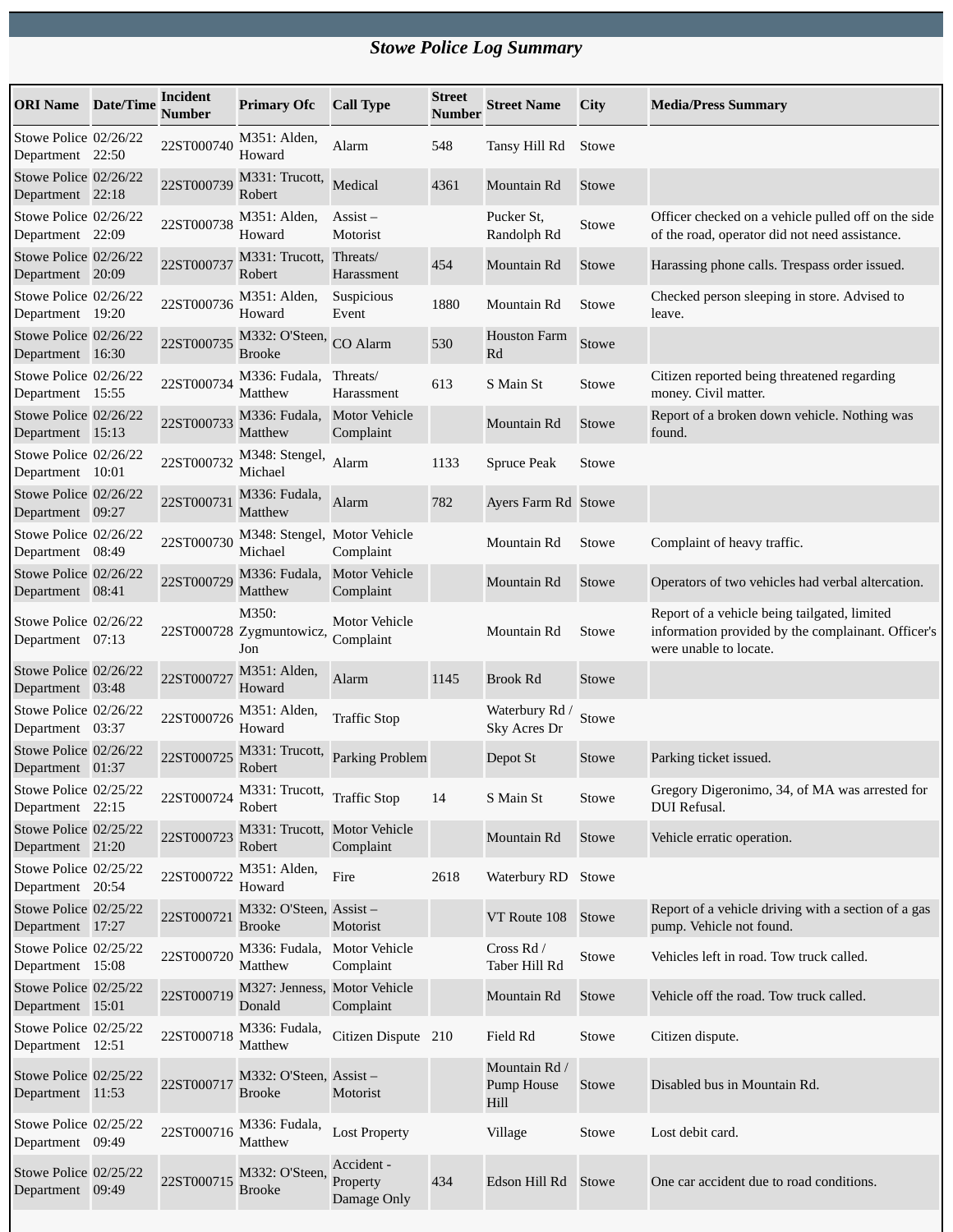# *Stowe Police Log Summary*

| ORI Name | Date/Time | Incident Number | Primary Ofc | Call Type | Street Number | Street Name | City | Media/Press Summary |
|---|---|---|---|---|---|---|---|---|
| Stowe Police Department | 02/26/22 22:50 | 22ST000740 | M351: Alden, Howard | Alarm | 548 | Tansy Hill Rd | Stowe | |
| Stowe Police Department | 02/26/22 22:18 | 22ST000739 | M331: Trucott, Robert | Medical | 4361 | Mountain Rd | Stowe | |
| Stowe Police Department | 02/26/22 22:09 | 22ST000738 | M351: Alden, Howard | Assist – Motorist | | Pucker St, Randolph Rd | Stowe | Officer checked on a vehicle pulled off on the side of the road, operator did not need assistance. |
| Stowe Police Department | 02/26/22 20:09 | 22ST000737 | M331: Trucott, Robert | Threats/ Harassment | 454 | Mountain Rd | Stowe | Harassing phone calls. Trespass order issued. |
| Stowe Police Department | 02/26/22 19:20 | 22ST000736 | M351: Alden, Howard | Suspicious Event | 1880 | Mountain Rd | Stowe | Checked person sleeping in store. Advised to leave. |
| Stowe Police Department | 02/26/22 16:30 | 22ST000735 | M332: O'Steen, Brooke | CO Alarm | 530 | Houston Farm Rd | Stowe | |
| Stowe Police Department | 02/26/22 15:55 | 22ST000734 | M336: Fudala, Matthew | Threats/ Harassment | 613 | S Main St | Stowe | Citizen reported being threatened regarding money. Civil matter. |
| Stowe Police Department | 02/26/22 15:13 | 22ST000733 | M336: Fudala, Matthew | Motor Vehicle Complaint | | Mountain Rd | Stowe | Report of a broken down vehicle. Nothing was found. |
| Stowe Police Department | 02/26/22 10:01 | 22ST000732 | M348: Stengel, Michael | Alarm | 1133 | Spruce Peak | Stowe | |
| Stowe Police Department | 02/26/22 09:27 | 22ST000731 | M336: Fudala, Matthew | Alarm | 782 | Ayers Farm Rd | Stowe | |
| Stowe Police Department | 02/26/22 08:49 | 22ST000730 | M348: Stengel, Michael | Motor Vehicle Complaint | | Mountain Rd | Stowe | Complaint of heavy traffic. |
| Stowe Police Department | 02/26/22 08:41 | 22ST000729 | M336: Fudala, Matthew | Motor Vehicle Complaint | | Mountain Rd | Stowe | Operators of two vehicles had verbal altercation. |
| Stowe Police Department | 02/26/22 07:13 | 22ST000728 | M350: Zygmuntowicz, Jon | Motor Vehicle Complaint | | Mountain Rd | Stowe | Report of a vehicle being tailgated, limited information provided by the complainant. Officer's were unable to locate. |
| Stowe Police Department | 02/26/22 03:48 | 22ST000727 | M351: Alden, Howard | Alarm | 1145 | Brook Rd | Stowe | |
| Stowe Police Department | 02/26/22 03:37 | 22ST000726 | M351: Alden, Howard | Traffic Stop | | Waterbury Rd / Sky Acres Dr | Stowe | |
| Stowe Police Department | 02/26/22 01:37 | 22ST000725 | M331: Trucott, Robert | Parking Problem | | Depot St | Stowe | Parking ticket issued. |
| Stowe Police Department | 02/25/22 22:15 | 22ST000724 | M331: Trucott, Robert | Traffic Stop | 14 | S Main St | Stowe | Gregory Digeronimo, 34, of MA was arrested for DUI Refusal. |
| Stowe Police Department | 02/25/22 21:20 | 22ST000723 | M331: Trucott, Robert | Motor Vehicle Complaint | | Mountain Rd | Stowe | Vehicle erratic operation. |
| Stowe Police Department | 02/25/22 20:54 | 22ST000722 | M351: Alden, Howard | Fire | 2618 | Waterbury RD | Stowe | |
| Stowe Police Department | 02/25/22 17:27 | 22ST000721 | M332: O'Steen, Brooke | Assist – Motorist | | VT Route 108 | Stowe | Report of a vehicle driving with a section of a gas pump. Vehicle not found. |
| Stowe Police Department | 02/25/22 15:08 | 22ST000720 | M336: Fudala, Matthew | Motor Vehicle Complaint | | Cross Rd / Taber Hill Rd | Stowe | Vehicles left in road. Tow truck called. |
| Stowe Police Department | 02/25/22 15:01 | 22ST000719 | M327: Jenness, Donald | Motor Vehicle Complaint | | Mountain Rd | Stowe | Vehicle off the road. Tow truck called. |
| Stowe Police Department | 02/25/22 12:51 | 22ST000718 | M336: Fudala, Matthew | Citizen Dispute | 210 | Field Rd | Stowe | Citizen dispute. |
| Stowe Police Department | 02/25/22 11:53 | 22ST000717 | M332: O'Steen, Brooke | Assist – Motorist | | Mountain Rd / Pump House Hill | Stowe | Disabled bus in Mountain Rd. |
| Stowe Police Department | 02/25/22 09:49 | 22ST000716 | M336: Fudala, Matthew | Lost Property | | Village | Stowe | Lost debit card. |
| Stowe Police Department | 02/25/22 09:49 | 22ST000715 | M332: O'Steen, Brooke | Accident - Property Damage Only | 434 | Edson Hill Rd | Stowe | One car accident due to road conditions. |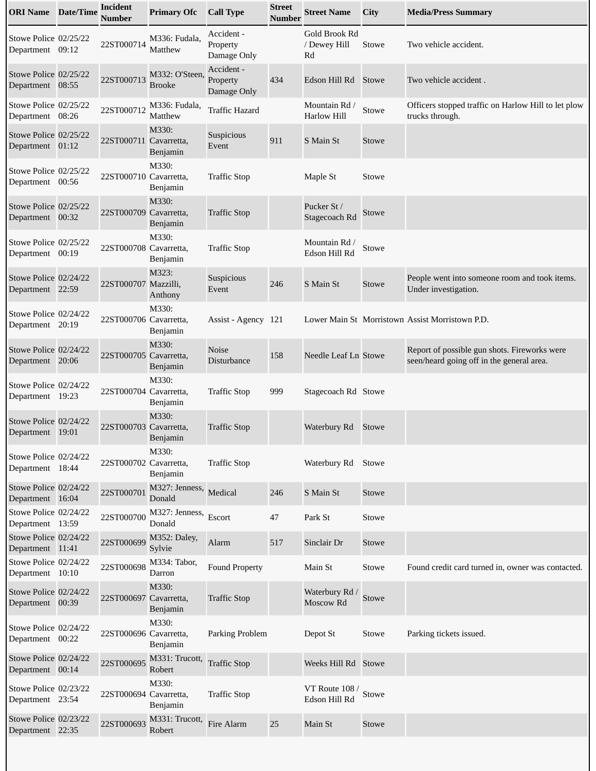| ORI Name | Date/Time | Incident Number | Primary Ofc | Call Type | Street Number | Street Name | City | Media/Press Summary |
|---|---|---|---|---|---|---|---|---|
| Stowe Police Department | 02/25/22 09:12 | 22ST000714 | M336: Fudala, Matthew | Accident - Property Damage Only | | Gold Brook Rd / Dewey Hill Rd | Stowe | Two vehicle accident. |
| Stowe Police Department | 02/25/22 08:55 | 22ST000713 | M332: O'Steen, Brooke | Accident - Property Damage Only | 434 | Edson Hill Rd | Stowe | Two vehicle accident . |
| Stowe Police Department | 02/25/22 08:26 | 22ST000712 | M336: Fudala, Matthew | Traffic Hazard | | Mountain Rd / Harlow Hill | Stowe | Officers stopped traffic on Harlow Hill to let plow trucks through. |
| Stowe Police Department | 02/25/22 01:12 | 22ST000711 | M330: Cavarretta, Benjamin | Suspicious Event | 911 | S Main St | Stowe | |
| Stowe Police Department | 02/25/22 00:56 | 22ST000710 | M330: Cavarretta, Benjamin | Traffic Stop | | Maple St | Stowe | |
| Stowe Police Department | 02/25/22 00:32 | 22ST000709 | M330: Cavarretta, Benjamin | Traffic Stop | | Pucker St / Stagecoach Rd | Stowe | |
| Stowe Police Department | 02/25/22 00:19 | 22ST000708 | M330: Cavarretta, Benjamin | Traffic Stop | | Mountain Rd / Edson Hill Rd | Stowe | |
| Stowe Police Department | 02/24/22 22:59 | 22ST000707 | M323: Mazzilli, Anthony | Suspicious Event | 246 | S Main St | Stowe | People went into someone room and took items. Under investigation. |
| Stowe Police Department | 02/24/22 20:19 | 22ST000706 | M330: Cavarretta, Benjamin | Assist - Agency | 121 | Lower Main St | Morristown | Assist Morristown P.D. |
| Stowe Police Department | 02/24/22 20:06 | 22ST000705 | M330: Cavarretta, Benjamin | Noise Disturbance | 158 | Needle Leaf Ln | Stowe | Report of possible gun shots. Fireworks were seen/heard going off in the general area. |
| Stowe Police Department | 02/24/22 19:23 | 22ST000704 | M330: Cavarretta, Benjamin | Traffic Stop | 999 | Stagecoach Rd | Stowe | |
| Stowe Police Department | 02/24/22 19:01 | 22ST000703 | M330: Cavarretta, Benjamin | Traffic Stop | | Waterbury Rd | Stowe | |
| Stowe Police Department | 02/24/22 18:44 | 22ST000702 | M330: Cavarretta, Benjamin | Traffic Stop | | Waterbury Rd | Stowe | |
| Stowe Police Department | 02/24/22 16:04 | 22ST000701 | M327: Jenness, Donald | Medical | 246 | S Main St | Stowe | |
| Stowe Police Department | 02/24/22 13:59 | 22ST000700 | M327: Jenness, Donald | Escort | 47 | Park St | Stowe | |
| Stowe Police Department | 02/24/22 11:41 | 22ST000699 | M352: Daley, Sylvie | Alarm | 517 | Sinclair Dr | Stowe | |
| Stowe Police Department | 02/24/22 10:10 | 22ST000698 | M334: Tabor, Darron | Found Property | | Main St | Stowe | Found credit card turned in, owner was contacted. |
| Stowe Police Department | 02/24/22 00:39 | 22ST000697 | M330: Cavarretta, Benjamin | Traffic Stop | | Waterbury Rd / Moscow Rd | Stowe | |
| Stowe Police Department | 02/24/22 00:22 | 22ST000696 | M330: Cavarretta, Benjamin | Parking Problem | | Depot St | Stowe | Parking tickets issued. |
| Stowe Police Department | 02/24/22 00:14 | 22ST000695 | M331: Trucott, Robert | Traffic Stop | | Weeks Hill Rd | Stowe | |
| Stowe Police Department | 02/23/22 23:54 | 22ST000694 | M330: Cavarretta, Benjamin | Traffic Stop | | VT Route 108 / Edson Hill Rd | Stowe | |
| Stowe Police Department | 02/23/22 22:35 | 22ST000693 | M331: Trucott, Robert | Fire Alarm | 25 | Main St | Stowe | |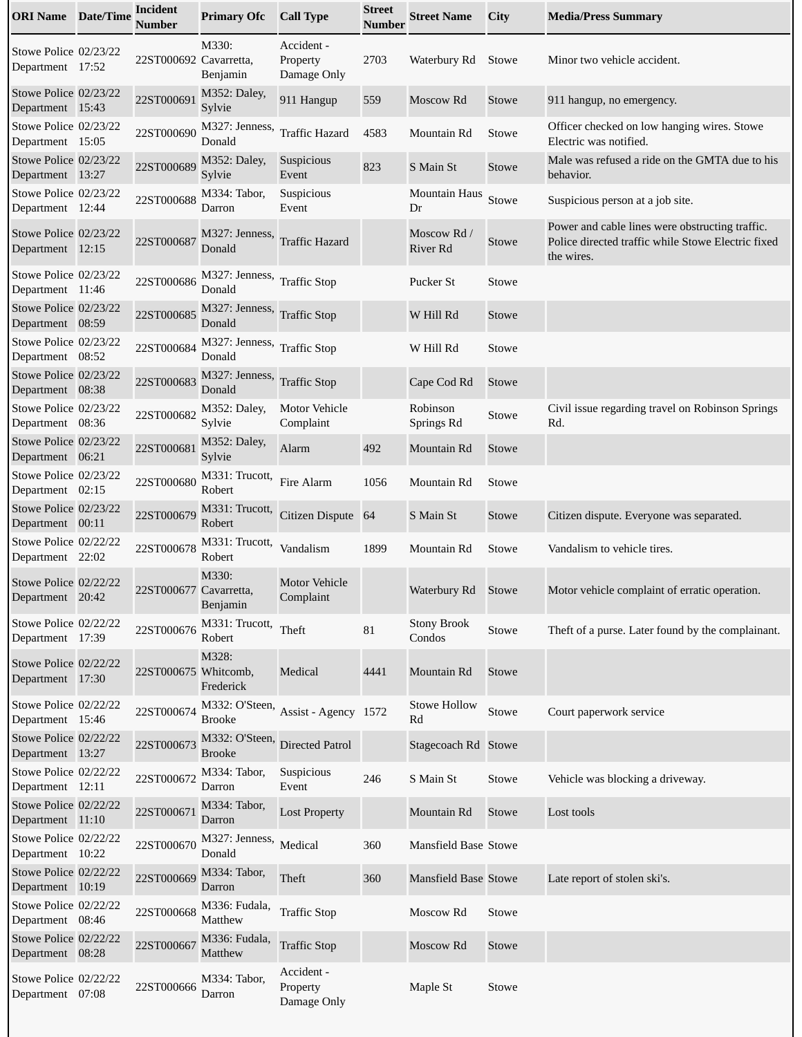| ORI Name | Date/Time | Incident Number | Primary Ofc | Call Type | Street Number | Street Name | City | Media/Press Summary |
|---|---|---|---|---|---|---|---|---|
| Stowe Police Department | 02/23/22 17:52 | 22ST000692 | M330: Cavarretta, Benjamin | Accident - Property Damage Only | 2703 | Waterbury Rd | Stowe | Minor two vehicle accident. |
| Stowe Police Department | 02/23/22 15:43 | 22ST000691 | M352: Daley, Sylvie | 911 Hangup | 559 | Moscow Rd | Stowe | 911 hangup, no emergency. |
| Stowe Police Department | 02/23/22 15:05 | 22ST000690 | M327: Jenness, Donald | Traffic Hazard | 4583 | Mountain Rd | Stowe | Officer checked on low hanging wires. Stowe Electric was notified. |
| Stowe Police Department | 02/23/22 13:27 | 22ST000689 | M352: Daley, Sylvie | Suspicious Event | 823 | S Main St | Stowe | Male was refused a ride on the GMTA due to his behavior. |
| Stowe Police Department | 02/23/22 12:44 | 22ST000688 | M334: Tabor, Darron | Suspicious Event | | Mountain Haus Dr | Stowe | Suspicious person at a job site. |
| Stowe Police Department | 02/23/22 12:15 | 22ST000687 | M327: Jenness, Donald | Traffic Hazard | | Moscow Rd / River Rd | Stowe | Power and cable lines were obstructing traffic. Police directed traffic while Stowe Electric fixed the wires. |
| Stowe Police Department | 02/23/22 11:46 | 22ST000686 | M327: Jenness, Donald | Traffic Stop | | Pucker St | Stowe | |
| Stowe Police Department | 02/23/22 08:59 | 22ST000685 | M327: Jenness, Donald | Traffic Stop | | W Hill Rd | Stowe | |
| Stowe Police Department | 02/23/22 08:52 | 22ST000684 | M327: Jenness, Donald | Traffic Stop | | W Hill Rd | Stowe | |
| Stowe Police Department | 02/23/22 08:38 | 22ST000683 | M327: Jenness, Donald | Traffic Stop | | Cape Cod Rd | Stowe | |
| Stowe Police Department | 02/23/22 08:36 | 22ST000682 | M352: Daley, Sylvie | Motor Vehicle Complaint | | Robinson Springs Rd | Stowe | Civil issue regarding travel on Robinson Springs Rd. |
| Stowe Police Department | 02/23/22 06:21 | 22ST000681 | M352: Daley, Sylvie | Alarm | 492 | Mountain Rd | Stowe | |
| Stowe Police Department | 02/23/22 02:15 | 22ST000680 | M331: Trucott, Robert | Fire Alarm | 1056 | Mountain Rd | Stowe | |
| Stowe Police Department | 02/23/22 00:11 | 22ST000679 | M331: Trucott, Robert | Citizen Dispute | 64 | S Main St | Stowe | Citizen dispute. Everyone was separated. |
| Stowe Police Department | 02/22/22 22:02 | 22ST000678 | M331: Trucott, Robert | Vandalism | 1899 | Mountain Rd | Stowe | Vandalism to vehicle tires. |
| Stowe Police Department | 02/22/22 20:42 | 22ST000677 | M330: Cavarretta, Benjamin | Motor Vehicle Complaint | | Waterbury Rd | Stowe | Motor vehicle complaint of erratic operation. |
| Stowe Police Department | 02/22/22 17:39 | 22ST000676 | M331: Trucott, Robert | Theft | 81 | Stony Brook Condos | Stowe | Theft of a purse. Later found by the complainant. |
| Stowe Police Department | 02/22/22 17:30 | 22ST000675 | M328: Whitcomb, Frederick | Medical | 4441 | Mountain Rd | Stowe | |
| Stowe Police Department | 02/22/22 15:46 | 22ST000674 | M332: O'Steen, Brooke | Assist - Agency | 1572 | Stowe Hollow Rd | Stowe | Court paperwork service |
| Stowe Police Department | 02/22/22 13:27 | 22ST000673 | M332: O'Steen, Brooke | Directed Patrol | | Stagecoach Rd | Stowe | |
| Stowe Police Department | 02/22/22 12:11 | 22ST000672 | M334: Tabor, Darron | Suspicious Event | 246 | S Main St | Stowe | Vehicle was blocking a driveway. |
| Stowe Police Department | 02/22/22 11:10 | 22ST000671 | M334: Tabor, Darron | Lost Property | | Mountain Rd | Stowe | Lost tools |
| Stowe Police Department | 02/22/22 10:22 | 22ST000670 | M327: Jenness, Donald | Medical | 360 | Mansfield Base | Stowe | |
| Stowe Police Department | 02/22/22 10:19 | 22ST000669 | M334: Tabor, Darron | Theft | 360 | Mansfield Base | Stowe | Late report of stolen ski's. |
| Stowe Police Department | 02/22/22 08:46 | 22ST000668 | M336: Fudala, Matthew | Traffic Stop | | Moscow Rd | Stowe | |
| Stowe Police Department | 02/22/22 08:28 | 22ST000667 | M336: Fudala, Matthew | Traffic Stop | | Moscow Rd | Stowe | |
| Stowe Police Department | 02/22/22 07:08 | 22ST000666 | M334: Tabor, Darron | Accident - Property Damage Only | | Maple St | Stowe | |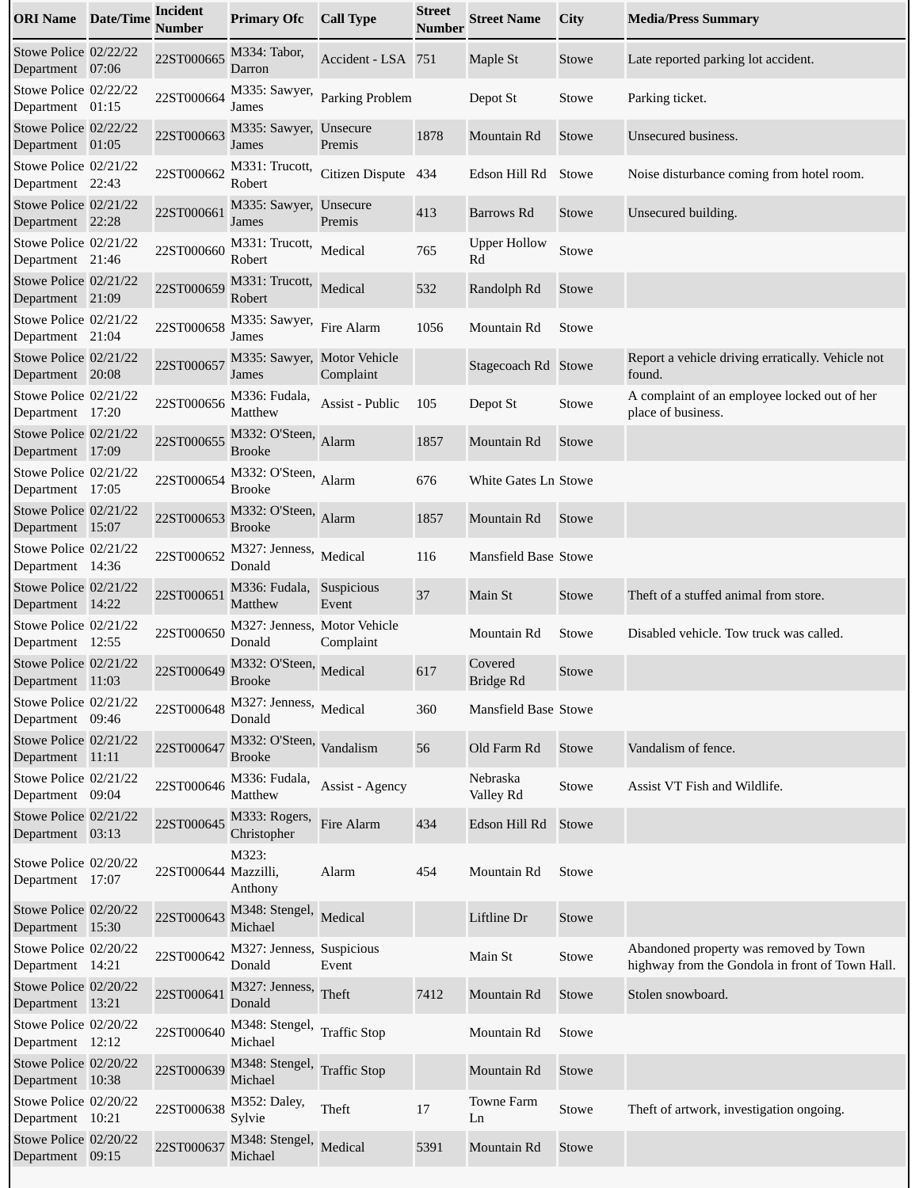| ORI Name | Date/Time | Incident Number | Primary Ofc | Call Type | Street Number | Street Name | City | Media/Press Summary |
|---|---|---|---|---|---|---|---|---|
| Stowe Police Department | 02/22/22 07:06 | 22ST000665 | M334: Tabor, Darron | Accident - LSA | 751 | Maple St | Stowe | Late reported parking lot accident. |
| Stowe Police Department | 02/22/22 01:15 | 22ST000664 | M335: Sawyer, James | Parking Problem | | Depot St | Stowe | Parking ticket. |
| Stowe Police Department | 02/22/22 01:05 | 22ST000663 | M335: Sawyer, James | Unsecure Premis | 1878 | Mountain Rd | Stowe | Unsecured business. |
| Stowe Police Department | 02/21/22 22:43 | 22ST000662 | M331: Trucott, Robert | Citizen Dispute | 434 | Edson Hill Rd | Stowe | Noise disturbance coming from hotel room. |
| Stowe Police Department | 02/21/22 22:28 | 22ST000661 | M335: Sawyer, James | Unsecure Premis | 413 | Barrows Rd | Stowe | Unsecured building. |
| Stowe Police Department | 02/21/22 21:46 | 22ST000660 | M331: Trucott, Robert | Medical | 765 | Upper Hollow Rd | Stowe | |
| Stowe Police Department | 02/21/22 21:09 | 22ST000659 | M331: Trucott, Robert | Medical | 532 | Randolph Rd | Stowe | |
| Stowe Police Department | 02/21/22 21:04 | 22ST000658 | M335: Sawyer, James | Fire Alarm | 1056 | Mountain Rd | Stowe | |
| Stowe Police Department | 02/21/22 20:08 | 22ST000657 | M335: Sawyer, James | Motor Vehicle Complaint | | Stagecoach Rd | Stowe | Report a vehicle driving erratically. Vehicle not found. |
| Stowe Police Department | 02/21/22 17:20 | 22ST000656 | M336: Fudala, Matthew | Assist - Public | 105 | Depot St | Stowe | A complaint of an employee locked out of her place of business. |
| Stowe Police Department | 02/21/22 17:09 | 22ST000655 | M332: O'Steen, Brooke | Alarm | 1857 | Mountain Rd | Stowe | |
| Stowe Police Department | 02/21/22 17:05 | 22ST000654 | M332: O'Steen, Brooke | Alarm | 676 | White Gates Ln | Stowe | |
| Stowe Police Department | 02/21/22 15:07 | 22ST000653 | M332: O'Steen, Brooke | Alarm | 1857 | Mountain Rd | Stowe | |
| Stowe Police Department | 02/21/22 14:36 | 22ST000652 | M327: Jenness, Donald | Medical | 116 | Mansfield Base | Stowe | |
| Stowe Police Department | 02/21/22 14:22 | 22ST000651 | M336: Fudala, Matthew | Suspicious Event | 37 | Main St | Stowe | Theft of a stuffed animal from store. |
| Stowe Police Department | 02/21/22 12:55 | 22ST000650 | M327: Jenness, Donald | Motor Vehicle Complaint | | Mountain Rd | Stowe | Disabled vehicle. Tow truck was called. |
| Stowe Police Department | 02/21/22 11:03 | 22ST000649 | M332: O'Steen, Brooke | Medical | 617 | Covered Bridge Rd | Stowe | |
| Stowe Police Department | 02/21/22 09:46 | 22ST000648 | M327: Jenness, Donald | Medical | 360 | Mansfield Base | Stowe | |
| Stowe Police Department | 02/21/22 11:11 | 22ST000647 | M332: O'Steen, Brooke | Vandalism | 56 | Old Farm Rd | Stowe | Vandalism of fence. |
| Stowe Police Department | 02/21/22 09:04 | 22ST000646 | M336: Fudala, Matthew | Assist - Agency | | Nebraska Valley Rd | Stowe | Assist VT Fish and Wildlife. |
| Stowe Police Department | 02/21/22 03:13 | 22ST000645 | M333: Rogers, Christopher | Fire Alarm | 434 | Edson Hill Rd | Stowe | |
| Stowe Police Department | 02/20/22 17:07 | 22ST000644 | M323: Mazzilli, Anthony | Alarm | 454 | Mountain Rd | Stowe | |
| Stowe Police Department | 02/20/22 15:30 | 22ST000643 | M348: Stengel, Michael | Medical | | Liftline Dr | Stowe | |
| Stowe Police Department | 02/20/22 14:21 | 22ST000642 | M327: Jenness, Donald | Suspicious Event | | Main St | Stowe | Abandoned property was removed by Town highway from the Gondola in front of Town Hall. |
| Stowe Police Department | 02/20/22 13:21 | 22ST000641 | M327: Jenness, Donald | Theft | 7412 | Mountain Rd | Stowe | Stolen snowboard. |
| Stowe Police Department | 02/20/22 12:12 | 22ST000640 | M348: Stengel, Michael | Traffic Stop | | Mountain Rd | Stowe | |
| Stowe Police Department | 02/20/22 10:38 | 22ST000639 | M348: Stengel, Michael | Traffic Stop | | Mountain Rd | Stowe | |
| Stowe Police Department | 02/20/22 10:21 | 22ST000638 | M352: Daley, Sylvie | Theft | 17 | Towne Farm Ln | Stowe | Theft of artwork, investigation ongoing. |
| Stowe Police Department | 02/20/22 09:15 | 22ST000637 | M348: Stengel, Michael | Medical | 5391 | Mountain Rd | Stowe | |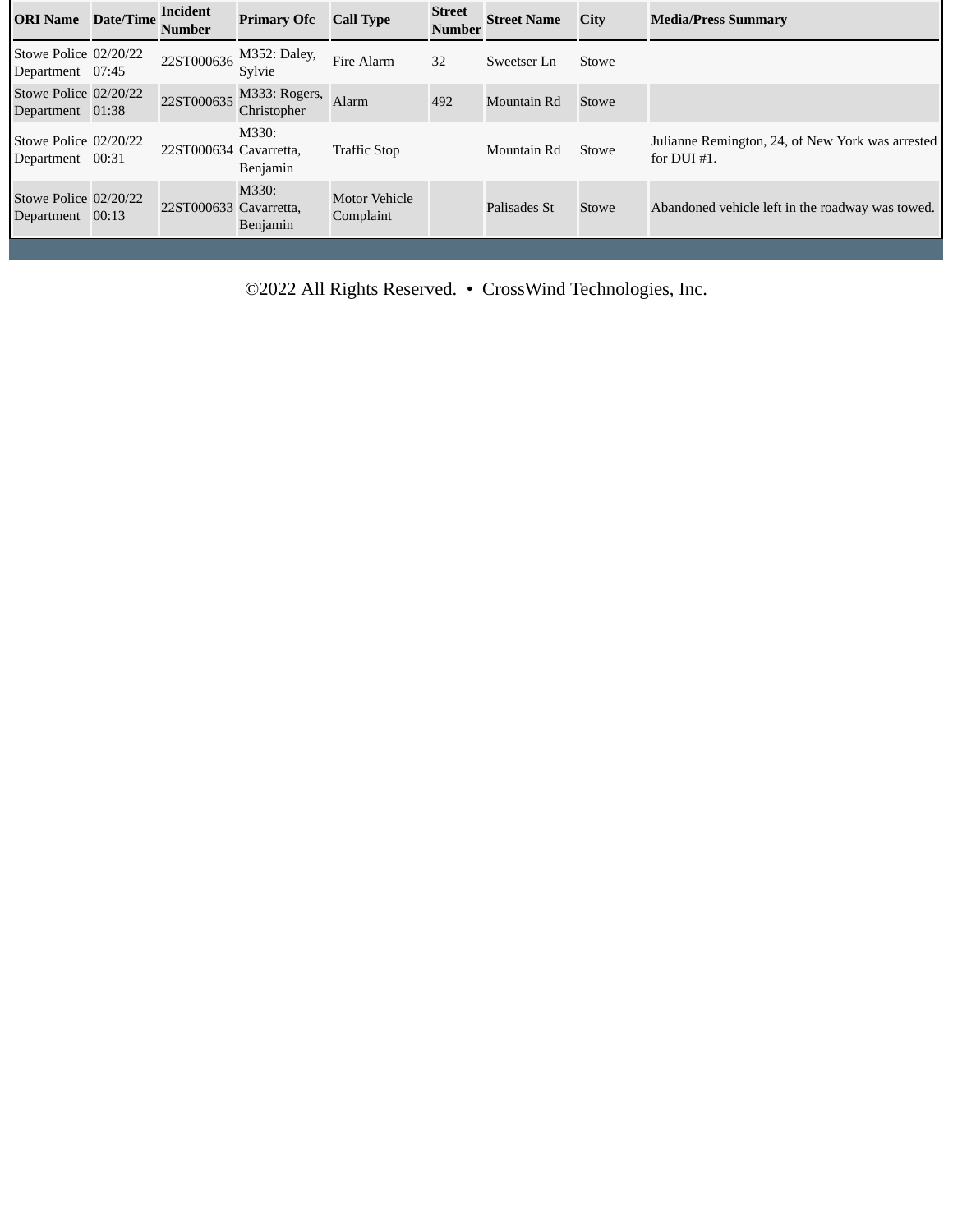| ORI Name | Date/Time | Incident Number | Primary Ofc | Call Type | Street Number | Street Name | City | Media/Press Summary |
|---|---|---|---|---|---|---|---|---|
| Stowe Police Department | 02/20/22 07:45 | 22ST000636 | M352: Daley, Sylvie | Fire Alarm | 32 | Sweetser Ln | Stowe | |
| Stowe Police Department | 02/20/22 01:38 | 22ST000635 | M333: Rogers, Christopher | Alarm | 492 | Mountain Rd | Stowe | |
| Stowe Police Department | 02/20/22 00:31 | 22ST000634 | M330: Cavarretta, Benjamin | Traffic Stop | | Mountain Rd | Stowe | Julianne Remington, 24, of New York was arrested for DUI #1. |
| Stowe Police Department | 02/20/22 00:13 | 22ST000633 | M330: Cavarretta, Benjamin | Motor Vehicle Complaint | | Palisades St | Stowe | Abandoned vehicle left in the roadway was towed. |

©2022 All Rights Reserved. • CrossWind Technologies, Inc.